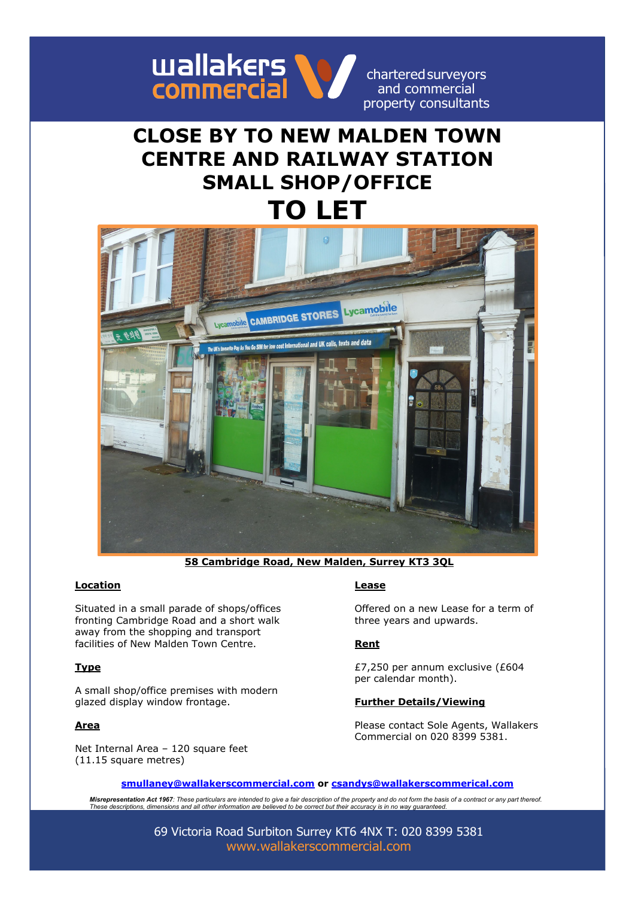wallakers commercial

chartered surveyors and commercial property consultants

# CLOSE BY TO NEW MALDEN TOWN CENTRE AND RAILWAY STATION SMALL SHOP/OFFICE

# TO LET

**58 Cambridge Road, New Malden, Surrey KT3 3QL**

## Location

Situated in a small parade of shops/offices fronting Cambridge Road and a short walk away from the shopping and transport facilities of New Malden Town Centre.

## Type

A small shop/office premises with modern glazed display window frontage.

## Area

Net Internal Area – 120 square feet (11.15 square metres)

## Lease

Offered on a new Lease for a term of three years and upwards.

## Rent

£7,250 per annum exclusive (£604 per calendar month).

## Further Details/Viewing

Please contact Sole Agents, Wallakers Commercial on 020 8399 5381.

**smullaney@wallakerscommercial.com** or **csandys@wallakerscommerical.com**

***Misrepresentation Act 1967**: These particulars are intended to give a fair description of the property and do not form the basis of a contract or any part thereof. These descriptions, dimensions and all other information are believed to be correct but their accuracy is in no way guaranteed.*

69 Victoria Road Surbiton Surrey KT6 4NX T: 020 8399 5381
www.wallakerscommercial.com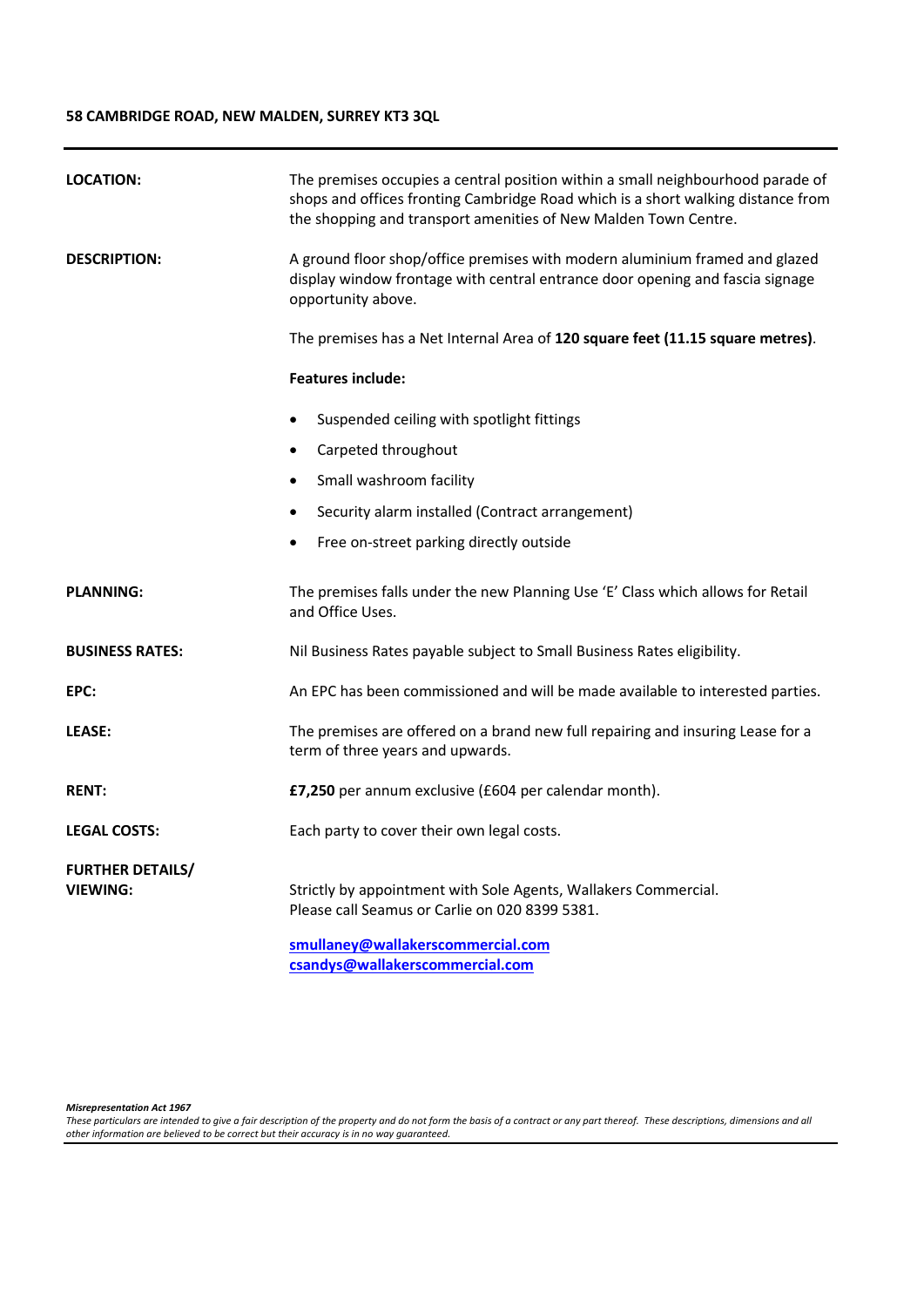**58 CAMBRIDGE ROAD, NEW MALDEN, SURREY KT3 3QL**

---

**LOCATION:**

The premises occupies a central position within a small neighbourhood parade of shops and offices fronting Cambridge Road which is a short walking distance from the shopping and transport amenities of New Malden Town Centre.

**DESCRIPTION:**

A ground floor shop/office premises with modern aluminium framed and glazed display window frontage with central entrance door opening and fascia signage opportunity above.

The premises has a Net Internal Area of **120 square feet (11.15 square metres)**.

**Features include:**

- Suspended ceiling with spotlight fittings
- Carpeted throughout
- Small washroom facility
- Security alarm installed (Contract arrangement)
- Free on-street parking directly outside

**PLANNING:**

The premises falls under the new Planning Use 'E' Class which allows for Retail and Office Uses.

**BUSINESS RATES:**

Nil Business Rates payable subject to Small Business Rates eligibility.

**EPC:**

An EPC has been commissioned and will be made available to interested parties.

**LEASE:**

The premises are offered on a brand new full repairing and insuring Lease for a term of three years and upwards.

**RENT:**

**£7,250** per annum exclusive (£604 per calendar month).

**LEGAL COSTS:**

Each party to cover their own legal costs.

**FURTHER DETAILS/ VIEWING:**

Strictly by appointment with Sole Agents, Wallakers Commercial.
Please call Seamus or Carlie on 020 8399 5381.

smullaney@wallakerscommercial.com
csandys@wallakerscommercial.com

***Misrepresentation Act 1967***
*These particulars are intended to give a fair description of the property and do not form the basis of a contract or any part thereof. These descriptions, dimensions and all other information are believed to be correct but their accuracy is in no way guaranteed.*